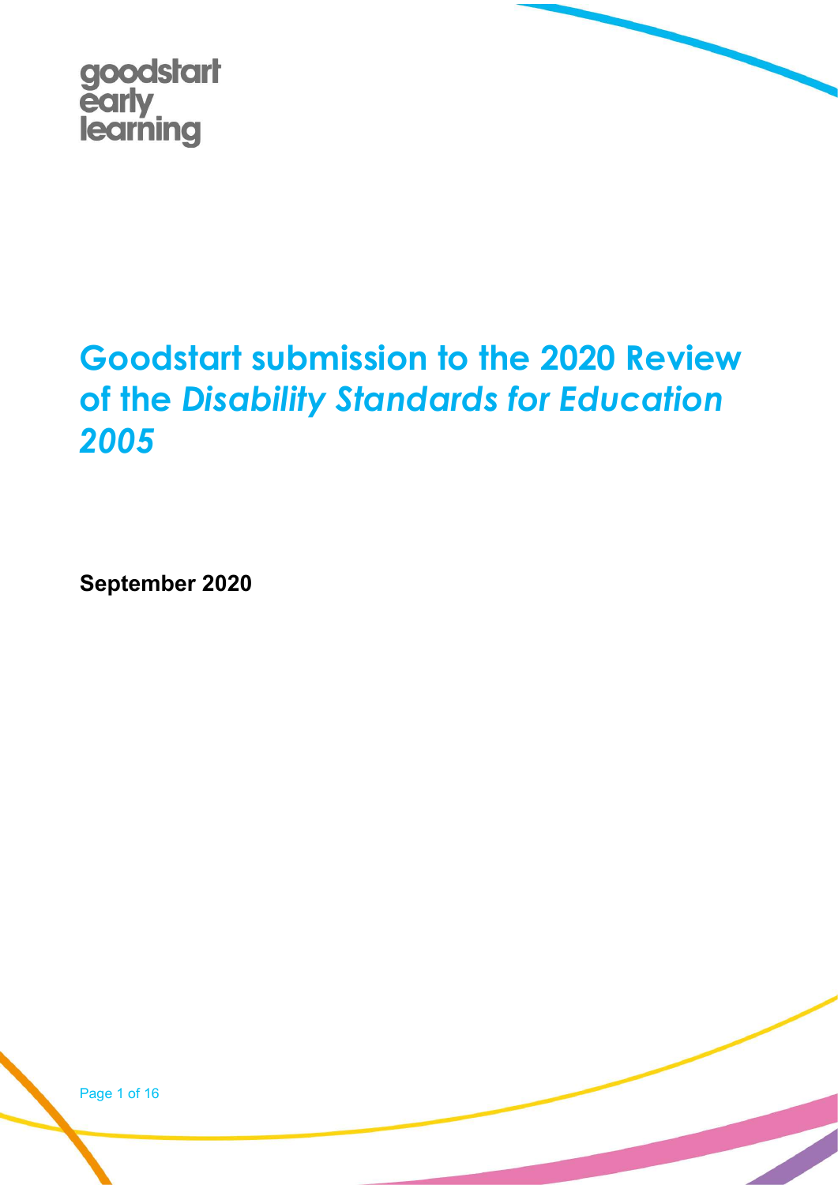goodstart early learning

# Goodstart submission to the 2020 Review of the *Disability Standards for Education 2005*

**September 2020**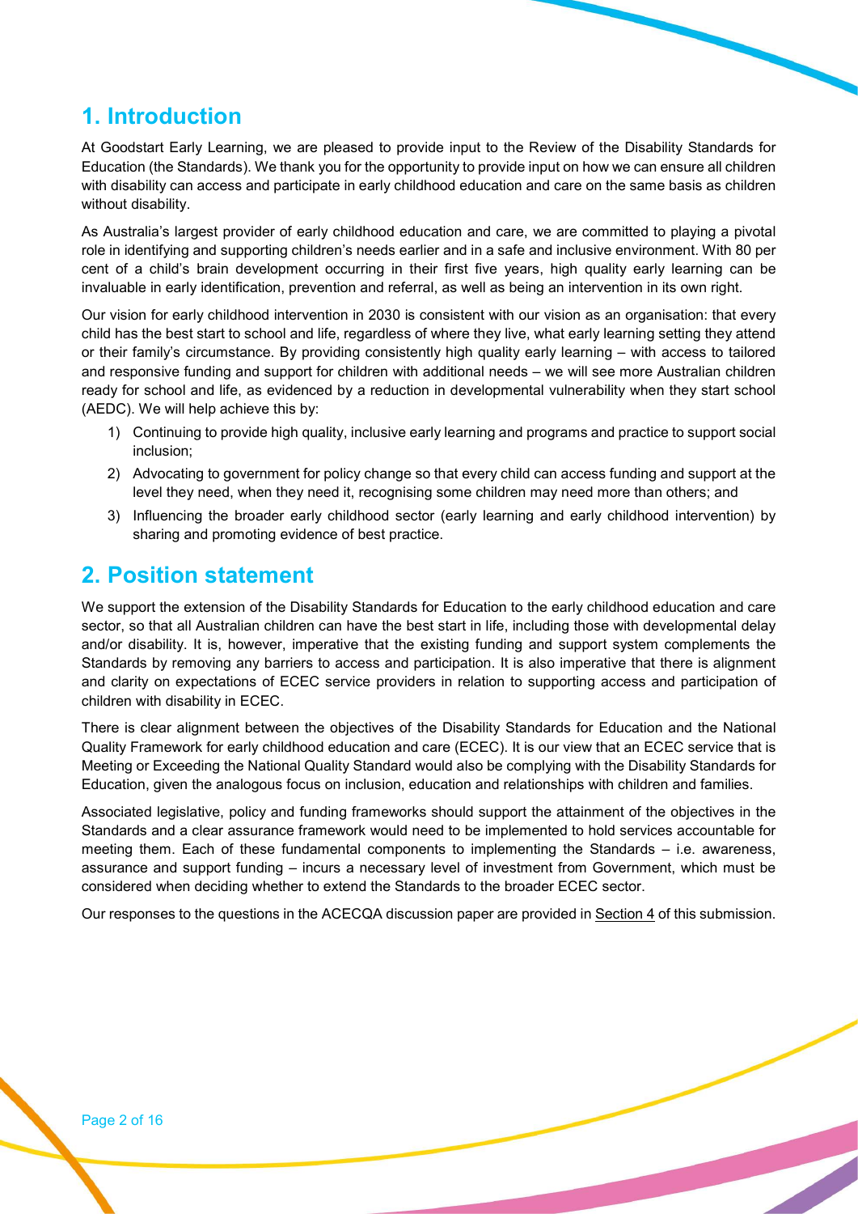## 1. Introduction

At Goodstart Early Learning, we are pleased to provide input to the Review of the Disability Standards for Education (the Standards). We thank you for the opportunity to provide input on how we can ensure all children with disability can access and participate in early childhood education and care on the same basis as children without disability.

As Australia's largest provider of early childhood education and care, we are committed to playing a pivotal role in identifying and supporting children's needs earlier and in a safe and inclusive environment. With 80 per cent of a child's brain development occurring in their first five years, high quality early learning can be invaluable in early identification, prevention and referral, as well as being an intervention in its own right.

Our vision for early childhood intervention in 2030 is consistent with our vision as an organisation: that every child has the best start to school and life, regardless of where they live, what early learning setting they attend or their family's circumstance. By providing consistently high quality early learning – with access to tailored and responsive funding and support for children with additional needs – we will see more Australian children ready for school and life, as evidenced by a reduction in developmental vulnerability when they start school (AEDC). We will help achieve this by:

1) Continuing to provide high quality, inclusive early learning and programs and practice to support social inclusion;
2) Advocating to government for policy change so that every child can access funding and support at the level they need, when they need it, recognising some children may need more than others; and
3) Influencing the broader early childhood sector (early learning and early childhood intervention) by sharing and promoting evidence of best practice.

## 2. Position statement

We support the extension of the Disability Standards for Education to the early childhood education and care sector, so that all Australian children can have the best start in life, including those with developmental delay and/or disability. It is, however, imperative that the existing funding and support system complements the Standards by removing any barriers to access and participation. It is also imperative that there is alignment and clarity on expectations of ECEC service providers in relation to supporting access and participation of children with disability in ECEC.

There is clear alignment between the objectives of the Disability Standards for Education and the National Quality Framework for early childhood education and care (ECEC). It is our view that an ECEC service that is Meeting or Exceeding the National Quality Standard would also be complying with the Disability Standards for Education, given the analogous focus on inclusion, education and relationships with children and families.

Associated legislative, policy and funding frameworks should support the attainment of the objectives in the Standards and a clear assurance framework would need to be implemented to hold services accountable for meeting them. Each of these fundamental components to implementing the Standards – i.e. awareness, assurance and support funding – incurs a necessary level of investment from Government, which must be considered when deciding whether to extend the Standards to the broader ECEC sector.

Our responses to the questions in the ACECQA discussion paper are provided in Section 4 of this submission.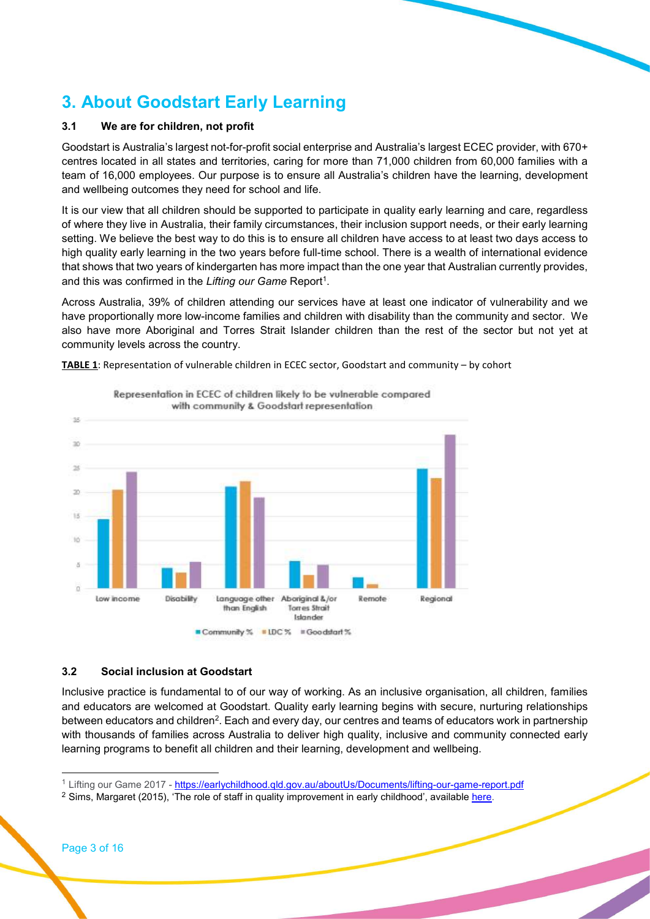# 3. About Goodstart Early Learning

### 3.1 We are for children, not profit

Goodstart is Australia's largest not-for-profit social enterprise and Australia's largest ECEC provider, with 670+ centres located in all states and territories, caring for more than 71,000 children from 60,000 families with a team of 16,000 employees. Our purpose is to ensure all Australia's children have the learning, development and wellbeing outcomes they need for school and life.

It is our view that all children should be supported to participate in quality early learning and care, regardless of where they live in Australia, their family circumstances, their inclusion support needs, or their early learning setting. We believe the best way to do this is to ensure all children have access to at least two days access to high quality early learning in the two years before full-time school. There is a wealth of international evidence that shows that two years of kindergarten has more impact than the one year that Australian currently provides, and this was confirmed in the *Lifting our Game* Report[1].

Across Australia, 39% of children attending our services have at least one indicator of vulnerability and we have proportionally more low-income families and children with disability than the community and sector. We also have more Aboriginal and Torres Strait Islander children than the rest of the sector but not yet at community levels across the country.

**TABLE 1**: Representation of vulnerable children in ECEC sector, Goodstart and community – by cohort

Representation in ECEC of children likely to be vulnerable compared with community & Goodstart representation

| | Community % | LDC % | Goodstart % |
|---|---|---|---|
| Low income | ~14.5 | ~20.5 | ~24.5 |
| Disability | ~4.2 | ~3.3 | ~5.5 |
| Language other than English | ~21 | ~22.5 | ~19 |
| Aboriginal &/or Torres Strait Islander | ~5.7 | ~2.8 | ~5 |
| Remote | ~2.3 | ~0.8 | |
| Regional | ~25 | ~23 | ~32 |

### 3.2 Social inclusion at Goodstart

Inclusive practice is fundamental to of our way of working. As an inclusive organisation, all children, families and educators are welcomed at Goodstart. Quality early learning begins with secure, nurturing relationships between educators and children[2]. Each and every day, our centres and teams of educators work in partnership with thousands of families across Australia to deliver high quality, inclusive and community connected early learning programs to benefit all children and their learning, development and wellbeing.

---

[1] Lifting our Game 2017 - https://earlychildhood.qld.gov.au/aboutUs/Documents/lifting-our-game-report.pdf

[2] Sims, Margaret (2015), 'The role of staff in quality improvement in early childhood', available here.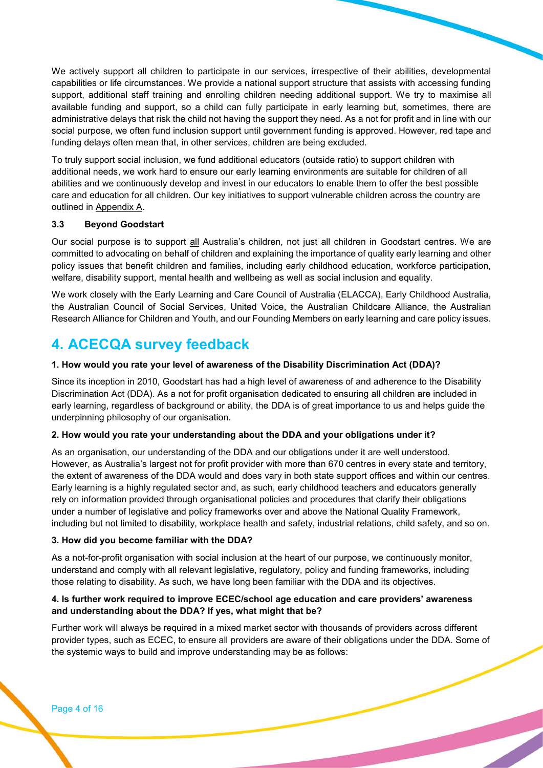We actively support all children to participate in our services, irrespective of their abilities, developmental capabilities or life circumstances. We provide a national support structure that assists with accessing funding support, additional staff training and enrolling children needing additional support. We try to maximise all available funding and support, so a child can fully participate in early learning but, sometimes, there are administrative delays that risk the child not having the support they need. As a not for profit and in line with our social purpose, we often fund inclusion support until government funding is approved. However, red tape and funding delays often mean that, in other services, children are being excluded.

To truly support social inclusion, we fund additional educators (outside ratio) to support children with additional needs, we work hard to ensure our early learning environments are suitable for children of all abilities and we continuously develop and invest in our educators to enable them to offer the best possible care and education for all children. Our key initiatives to support vulnerable children across the country are outlined in Appendix A.

### 3.3 Beyond Goodstart

Our social purpose is to support all Australia's children, not just all children in Goodstart centres. We are committed to advocating on behalf of children and explaining the importance of quality early learning and other policy issues that benefit children and families, including early childhood education, workforce participation, welfare, disability support, mental health and wellbeing as well as social inclusion and equality.

We work closely with the Early Learning and Care Council of Australia (ELACCA), Early Childhood Australia, the Australian Council of Social Services, United Voice, the Australian Childcare Alliance, the Australian Research Alliance for Children and Youth, and our Founding Members on early learning and care policy issues.

## 4. ACECQA survey feedback

**1. How would you rate your level of awareness of the Disability Discrimination Act (DDA)?**

Since its inception in 2010, Goodstart has had a high level of awareness of and adherence to the Disability Discrimination Act (DDA). As a not for profit organisation dedicated to ensuring all children are included in early learning, regardless of background or ability, the DDA is of great importance to us and helps guide the underpinning philosophy of our organisation.

**2. How would you rate your understanding about the DDA and your obligations under it?**

As an organisation, our understanding of the DDA and our obligations under it are well understood. However, as Australia's largest not for profit provider with more than 670 centres in every state and territory, the extent of awareness of the DDA would and does vary in both state support offices and within our centres. Early learning is a highly regulated sector and, as such, early childhood teachers and educators generally rely on information provided through organisational policies and procedures that clarify their obligations under a number of legislative and policy frameworks over and above the National Quality Framework, including but not limited to disability, workplace health and safety, industrial relations, child safety, and so on.

**3. How did you become familiar with the DDA?**

As a not-for-profit organisation with social inclusion at the heart of our purpose, we continuously monitor, understand and comply with all relevant legislative, regulatory, policy and funding frameworks, including those relating to disability. As such, we have long been familiar with the DDA and its objectives.

**4. Is further work required to improve ECEC/school age education and care providers' awareness and understanding about the DDA? If yes, what might that be?**

Further work will always be required in a mixed market sector with thousands of providers across different provider types, such as ECEC, to ensure all providers are aware of their obligations under the DDA. Some of the systemic ways to build and improve understanding may be as follows: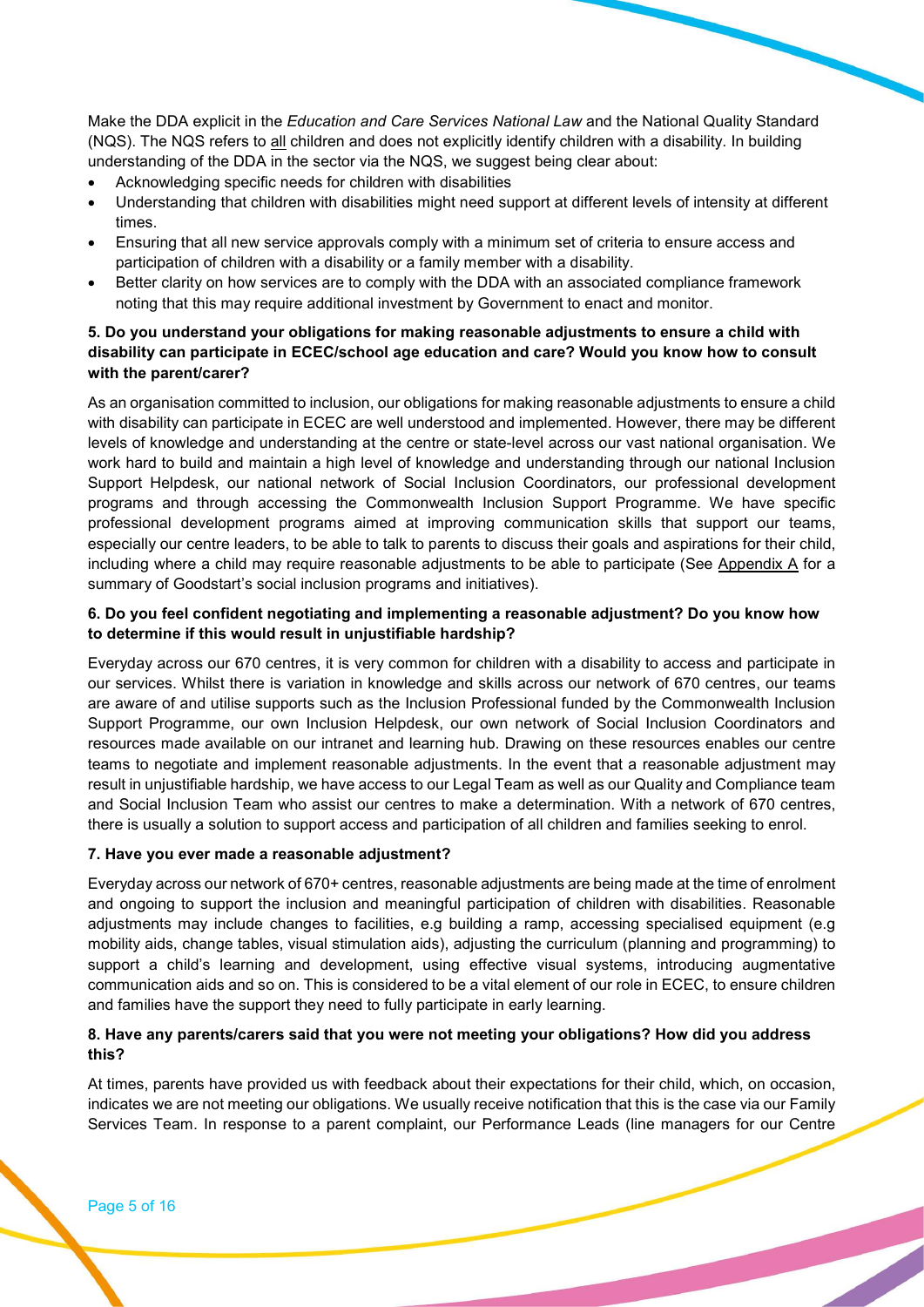Make the DDA explicit in the *Education and Care Services National Law* and the National Quality Standard (NQS). The NQS refers to all children and does not explicitly identify children with a disability. In building understanding of the DDA in the sector via the NQS, we suggest being clear about:

- Acknowledging specific needs for children with disabilities
- Understanding that children with disabilities might need support at different levels of intensity at different times.
- Ensuring that all new service approvals comply with a minimum set of criteria to ensure access and participation of children with a disability or a family member with a disability.
- Better clarity on how services are to comply with the DDA with an associated compliance framework noting that this may require additional investment by Government to enact and monitor.

**5. Do you understand your obligations for making reasonable adjustments to ensure a child with disability can participate in ECEC/school age education and care? Would you know how to consult with the parent/carer?**

As an organisation committed to inclusion, our obligations for making reasonable adjustments to ensure a child with disability can participate in ECEC are well understood and implemented. However, there may be different levels of knowledge and understanding at the centre or state-level across our vast national organisation. We work hard to build and maintain a high level of knowledge and understanding through our national Inclusion Support Helpdesk, our national network of Social Inclusion Coordinators, our professional development programs and through accessing the Commonwealth Inclusion Support Programme. We have specific professional development programs aimed at improving communication skills that support our teams, especially our centre leaders, to be able to talk to parents to discuss their goals and aspirations for their child, including where a child may require reasonable adjustments to be able to participate (See Appendix A for a summary of Goodstart's social inclusion programs and initiatives).

**6. Do you feel confident negotiating and implementing a reasonable adjustment? Do you know how to determine if this would result in unjustifiable hardship?**

Everyday across our 670 centres, it is very common for children with a disability to access and participate in our services. Whilst there is variation in knowledge and skills across our network of 670 centres, our teams are aware of and utilise supports such as the Inclusion Professional funded by the Commonwealth Inclusion Support Programme, our own Inclusion Helpdesk, our own network of Social Inclusion Coordinators and resources made available on our intranet and learning hub. Drawing on these resources enables our centre teams to negotiate and implement reasonable adjustments. In the event that a reasonable adjustment may result in unjustifiable hardship, we have access to our Legal Team as well as our Quality and Compliance team and Social Inclusion Team who assist our centres to make a determination. With a network of 670 centres, there is usually a solution to support access and participation of all children and families seeking to enrol.

**7. Have you ever made a reasonable adjustment?**

Everyday across our network of 670+ centres, reasonable adjustments are being made at the time of enrolment and ongoing to support the inclusion and meaningful participation of children with disabilities. Reasonable adjustments may include changes to facilities, e.g building a ramp, accessing specialised equipment (e.g mobility aids, change tables, visual stimulation aids), adjusting the curriculum (planning and programming) to support a child's learning and development, using effective visual systems, introducing augmentative communication aids and so on. This is considered to be a vital element of our role in ECEC, to ensure children and families have the support they need to fully participate in early learning.

**8. Have any parents/carers said that you were not meeting your obligations? How did you address this?**

At times, parents have provided us with feedback about their expectations for their child, which, on occasion, indicates we are not meeting our obligations. We usually receive notification that this is the case via our Family Services Team. In response to a parent complaint, our Performance Leads (line managers for our Centre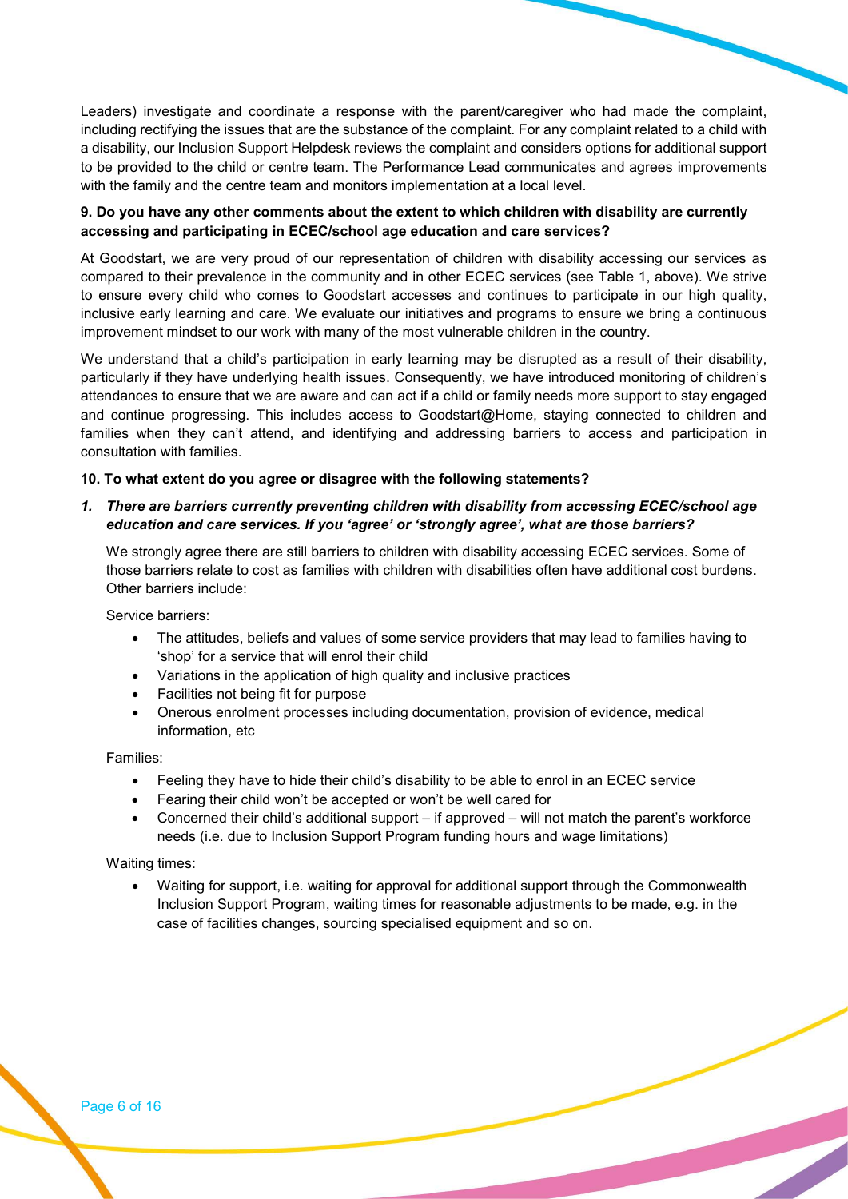Leaders) investigate and coordinate a response with the parent/caregiver who had made the complaint, including rectifying the issues that are the substance of the complaint. For any complaint related to a child with a disability, our Inclusion Support Helpdesk reviews the complaint and considers options for additional support to be provided to the child or centre team. The Performance Lead communicates and agrees improvements with the family and the centre team and monitors implementation at a local level.

**9. Do you have any other comments about the extent to which children with disability are currently accessing and participating in ECEC/school age education and care services?**

At Goodstart, we are very proud of our representation of children with disability accessing our services as compared to their prevalence in the community and in other ECEC services (see Table 1, above). We strive to ensure every child who comes to Goodstart accesses and continues to participate in our high quality, inclusive early learning and care. We evaluate our initiatives and programs to ensure we bring a continuous improvement mindset to our work with many of the most vulnerable children in the country.

We understand that a child's participation in early learning may be disrupted as a result of their disability, particularly if they have underlying health issues. Consequently, we have introduced monitoring of children's attendances to ensure that we are aware and can act if a child or family needs more support to stay engaged and continue progressing. This includes access to Goodstart@Home, staying connected to children and families when they can't attend, and identifying and addressing barriers to access and participation in consultation with families.

**10. To what extent do you agree or disagree with the following statements?**

1. ***There are barriers currently preventing children with disability from accessing ECEC/school age education and care services. If you 'agree' or 'strongly agree', what are those barriers?***

   We strongly agree there are still barriers to children with disability accessing ECEC services. Some of those barriers relate to cost as families with children with disabilities often have additional cost burdens. Other barriers include:

   Service barriers:

   - The attitudes, beliefs and values of some service providers that may lead to families having to 'shop' for a service that will enrol their child
   - Variations in the application of high quality and inclusive practices
   - Facilities not being fit for purpose
   - Onerous enrolment processes including documentation, provision of evidence, medical information, etc

   Families:

   - Feeling they have to hide their child's disability to be able to enrol in an ECEC service
   - Fearing their child won't be accepted or won't be well cared for
   - Concerned their child's additional support – if approved – will not match the parent's workforce needs (i.e. due to Inclusion Support Program funding hours and wage limitations)

   Waiting times:

   - Waiting for support, i.e. waiting for approval for additional support through the Commonwealth Inclusion Support Program, waiting times for reasonable adjustments to be made, e.g. in the case of facilities changes, sourcing specialised equipment and so on.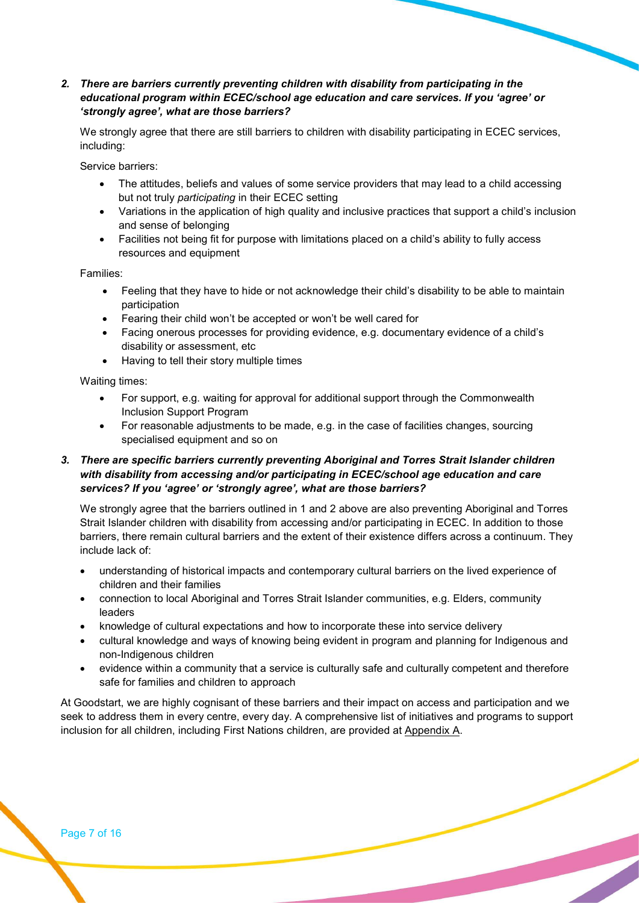2. ***There are barriers currently preventing children with disability from participating in the educational program within ECEC/school age education and care services. If you 'agree' or 'strongly agree', what are those barriers?***

   We strongly agree that there are still barriers to children with disability participating in ECEC services, including:

   Service barriers:

   - The attitudes, beliefs and values of some service providers that may lead to a child accessing but not truly *participating* in their ECEC setting
   - Variations in the application of high quality and inclusive practices that support a child's inclusion and sense of belonging
   - Facilities not being fit for purpose with limitations placed on a child's ability to fully access resources and equipment

   Families:

   - Feeling that they have to hide or not acknowledge their child's disability to be able to maintain participation
   - Fearing their child won't be accepted or won't be well cared for
   - Facing onerous processes for providing evidence, e.g. documentary evidence of a child's disability or assessment, etc
   - Having to tell their story multiple times

   Waiting times:

   - For support, e.g. waiting for approval for additional support through the Commonwealth Inclusion Support Program
   - For reasonable adjustments to be made, e.g. in the case of facilities changes, sourcing specialised equipment and so on

3. ***There are specific barriers currently preventing Aboriginal and Torres Strait Islander children with disability from accessing and/or participating in ECEC/school age education and care services? If you 'agree' or 'strongly agree', what are those barriers?***

   We strongly agree that the barriers outlined in 1 and 2 above are also preventing Aboriginal and Torres Strait Islander children with disability from accessing and/or participating in ECEC. In addition to those barriers, there remain cultural barriers and the extent of their existence differs across a continuum. They include lack of:

- understanding of historical impacts and contemporary cultural barriers on the lived experience of children and their families
- connection to local Aboriginal and Torres Strait Islander communities, e.g. Elders, community leaders
- knowledge of cultural expectations and how to incorporate these into service delivery
- cultural knowledge and ways of knowing being evident in program and planning for Indigenous and non-Indigenous children
- evidence within a community that a service is culturally safe and culturally competent and therefore safe for families and children to approach

At Goodstart, we are highly cognisant of these barriers and their impact on access and participation and we seek to address them in every centre, every day. A comprehensive list of initiatives and programs to support inclusion for all children, including First Nations children, are provided at Appendix A.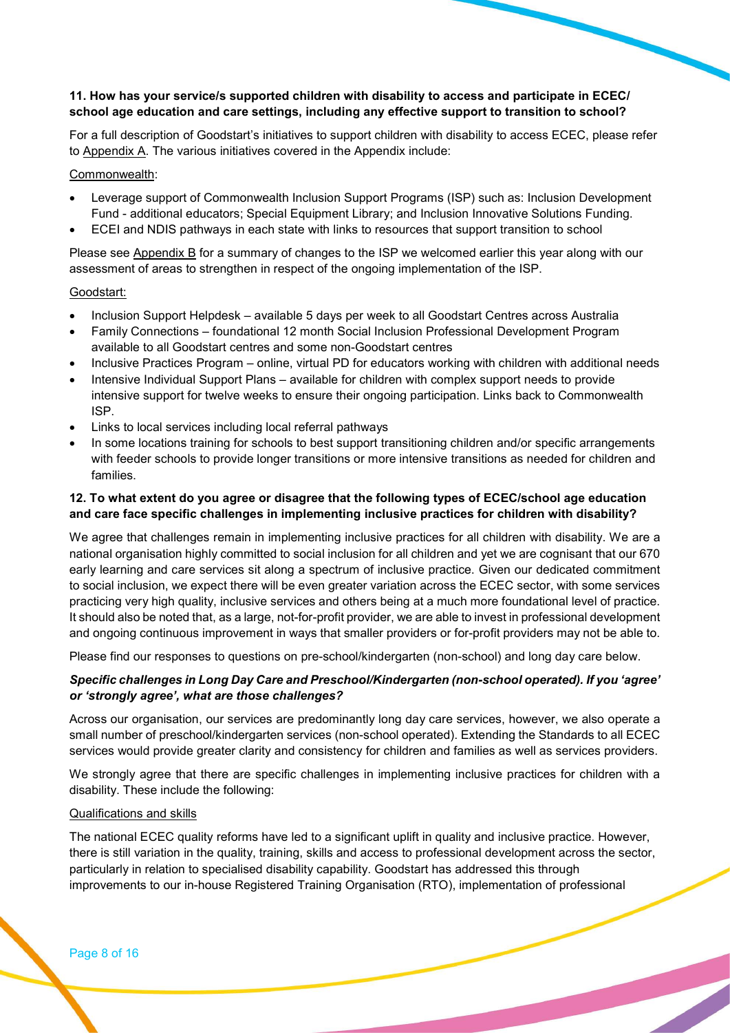**11. How has your service/s supported children with disability to access and participate in ECEC/ school age education and care settings, including any effective support to transition to school?**

For a full description of Goodstart's initiatives to support children with disability to access ECEC, please refer to Appendix A. The various initiatives covered in the Appendix include:

Commonwealth:

- Leverage support of Commonwealth Inclusion Support Programs (ISP) such as: Inclusion Development Fund - additional educators; Special Equipment Library; and Inclusion Innovative Solutions Funding.
- ECEI and NDIS pathways in each state with links to resources that support transition to school

Please see Appendix B for a summary of changes to the ISP we welcomed earlier this year along with our assessment of areas to strengthen in respect of the ongoing implementation of the ISP.

Goodstart:

- Inclusion Support Helpdesk – available 5 days per week to all Goodstart Centres across Australia
- Family Connections – foundational 12 month Social Inclusion Professional Development Program available to all Goodstart centres and some non-Goodstart centres
- Inclusive Practices Program – online, virtual PD for educators working with children with additional needs
- Intensive Individual Support Plans – available for children with complex support needs to provide intensive support for twelve weeks to ensure their ongoing participation. Links back to Commonwealth ISP.
- Links to local services including local referral pathways
- In some locations training for schools to best support transitioning children and/or specific arrangements with feeder schools to provide longer transitions or more intensive transitions as needed for children and families.

**12. To what extent do you agree or disagree that the following types of ECEC/school age education and care face specific challenges in implementing inclusive practices for children with disability?**

We agree that challenges remain in implementing inclusive practices for all children with disability. We are a national organisation highly committed to social inclusion for all children and yet we are cognisant that our 670 early learning and care services sit along a spectrum of inclusive practice. Given our dedicated commitment to social inclusion, we expect there will be even greater variation across the ECEC sector, with some services practicing very high quality, inclusive services and others being at a much more foundational level of practice. It should also be noted that, as a large, not-for-profit provider, we are able to invest in professional development and ongoing continuous improvement in ways that smaller providers or for-profit providers may not be able to.

Please find our responses to questions on pre-school/kindergarten (non-school) and long day care below.

***Specific challenges in Long Day Care and Preschool/Kindergarten (non-school operated). If you 'agree' or 'strongly agree', what are those challenges?***

Across our organisation, our services are predominantly long day care services, however, we also operate a small number of preschool/kindergarten services (non-school operated). Extending the Standards to all ECEC services would provide greater clarity and consistency for children and families as well as services providers.

We strongly agree that there are specific challenges in implementing inclusive practices for children with a disability. These include the following:

Qualifications and skills

The national ECEC quality reforms have led to a significant uplift in quality and inclusive practice. However, there is still variation in the quality, training, skills and access to professional development across the sector, particularly in relation to specialised disability capability. Goodstart has addressed this through improvements to our in-house Registered Training Organisation (RTO), implementation of professional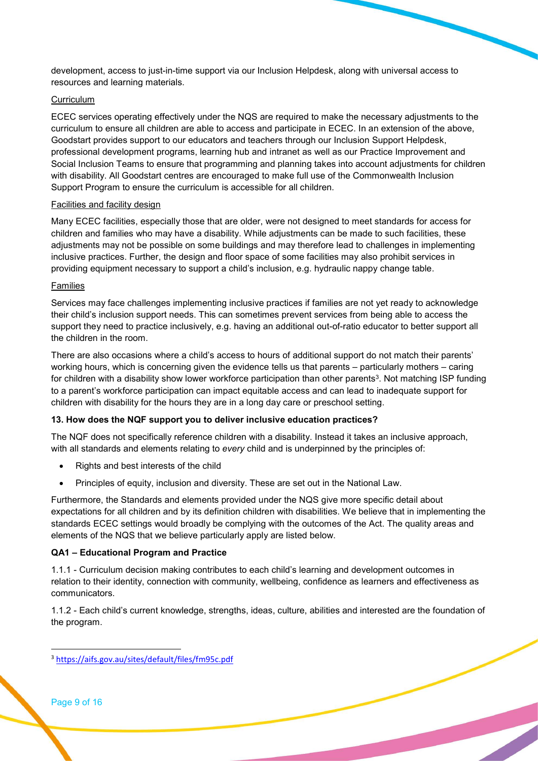development, access to just-in-time support via our Inclusion Helpdesk, along with universal access to resources and learning materials.

<u>Curriculum</u>

ECEC services operating effectively under the NQS are required to make the necessary adjustments to the curriculum to ensure all children are able to access and participate in ECEC. In an extension of the above, Goodstart provides support to our educators and teachers through our Inclusion Support Helpdesk, professional development programs, learning hub and intranet as well as our Practice Improvement and Social Inclusion Teams to ensure that programming and planning takes into account adjustments for children with disability. All Goodstart centres are encouraged to make full use of the Commonwealth Inclusion Support Program to ensure the curriculum is accessible for all children.

<u>Facilities and facility design</u>

Many ECEC facilities, especially those that are older, were not designed to meet standards for access for children and families who may have a disability. While adjustments can be made to such facilities, these adjustments may not be possible on some buildings and may therefore lead to challenges in implementing inclusive practices. Further, the design and floor space of some facilities may also prohibit services in providing equipment necessary to support a child's inclusion, e.g. hydraulic nappy change table.

<u>Families</u>

Services may face challenges implementing inclusive practices if families are not yet ready to acknowledge their child's inclusion support needs. This can sometimes prevent services from being able to access the support they need to practice inclusively, e.g. having an additional out-of-ratio educator to better support all the children in the room.

There are also occasions where a child's access to hours of additional support do not match their parents' working hours, which is concerning given the evidence tells us that parents – particularly mothers – caring for children with a disability show lower workforce participation than other parents[3]. Not matching ISP funding to a parent's workforce participation can impact equitable access and can lead to inadequate support for children with disability for the hours they are in a long day care or preschool setting.

**13. How does the NQF support you to deliver inclusive education practices?**

The NQF does not specifically reference children with a disability. Instead it takes an inclusive approach, with all standards and elements relating to *every* child and is underpinned by the principles of:

- Rights and best interests of the child
- Principles of equity, inclusion and diversity. These are set out in the National Law.

Furthermore, the Standards and elements provided under the NQS give more specific detail about expectations for all children and by its definition children with disabilities. We believe that in implementing the standards ECEC settings would broadly be complying with the outcomes of the Act. The quality areas and elements of the NQS that we believe particularly apply are listed below.

**QA1 – Educational Program and Practice**

1.1.1 - Curriculum decision making contributes to each child's learning and development outcomes in relation to their identity, connection with community, wellbeing, confidence as learners and effectiveness as communicators.

1.1.2 - Each child's current knowledge, strengths, ideas, culture, abilities and interested are the foundation of the program.

---

[3] https://aifs.gov.au/sites/default/files/fm95c.pdf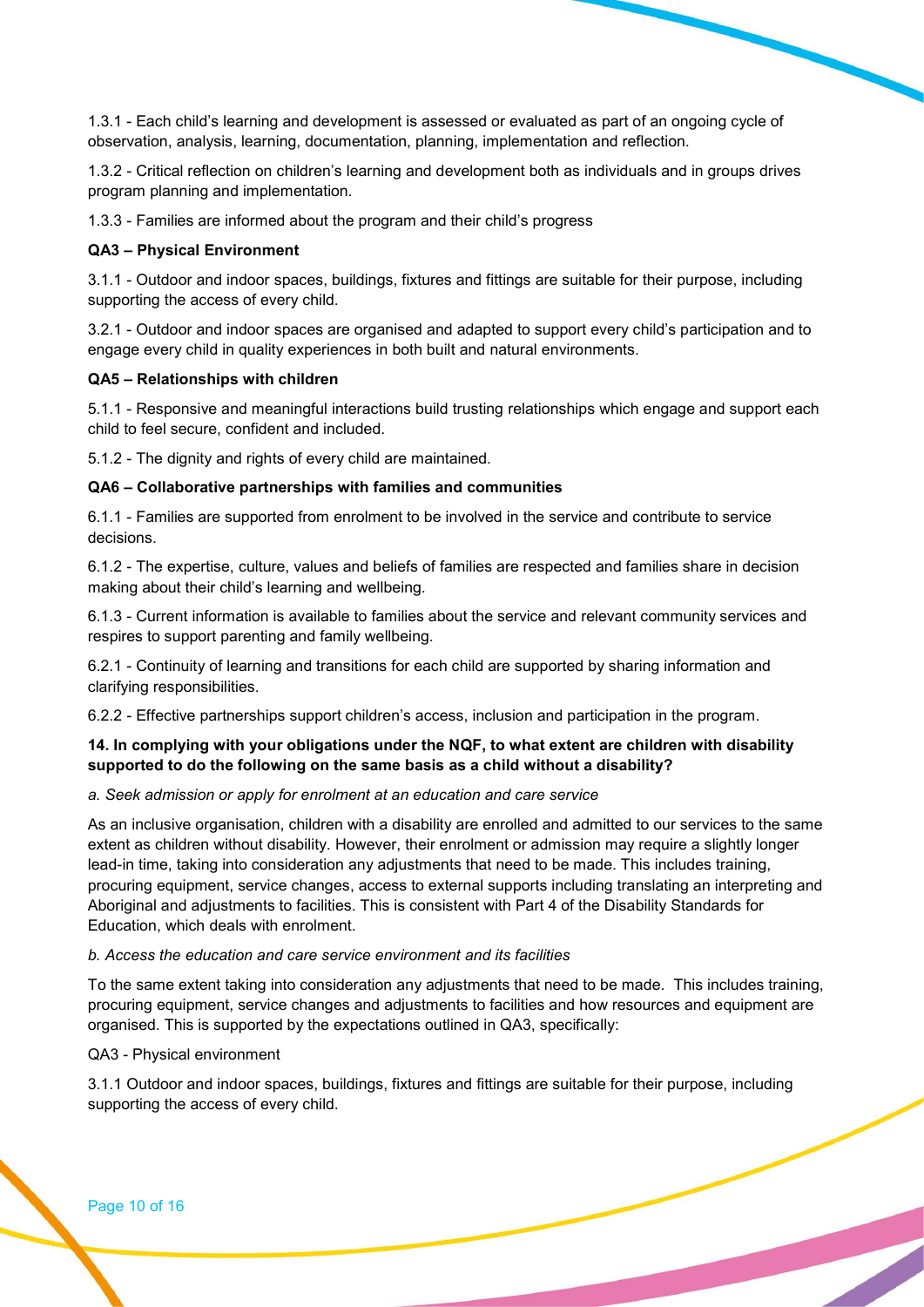1.3.1 - Each child's learning and development is assessed or evaluated as part of an ongoing cycle of observation, analysis, learning, documentation, planning, implementation and reflection.

1.3.2 - Critical reflection on children's learning and development both as individuals and in groups drives program planning and implementation.

1.3.3 - Families are informed about the program and their child's progress

**QA3 – Physical Environment**

3.1.1 - Outdoor and indoor spaces, buildings, fixtures and fittings are suitable for their purpose, including supporting the access of every child.

3.2.1 - Outdoor and indoor spaces are organised and adapted to support every child's participation and to engage every child in quality experiences in both built and natural environments.

**QA5 – Relationships with children**

5.1.1 - Responsive and meaningful interactions build trusting relationships which engage and support each child to feel secure, confident and included.

5.1.2 - The dignity and rights of every child are maintained.

**QA6 – Collaborative partnerships with families and communities**

6.1.1 - Families are supported from enrolment to be involved in the service and contribute to service decisions.

6.1.2 - The expertise, culture, values and beliefs of families are respected and families share in decision making about their child's learning and wellbeing.

6.1.3 - Current information is available to families about the service and relevant community services and respires to support parenting and family wellbeing.

6.2.1 - Continuity of learning and transitions for each child are supported by sharing information and clarifying responsibilities.

6.2.2 - Effective partnerships support children's access, inclusion and participation in the program.

**14. In complying with your obligations under the NQF, to what extent are children with disability supported to do the following on the same basis as a child without a disability?**

*a. Seek admission or apply for enrolment at an education and care service*

As an inclusive organisation, children with a disability are enrolled and admitted to our services to the same extent as children without disability. However, their enrolment or admission may require a slightly longer lead-in time, taking into consideration any adjustments that need to be made. This includes training, procuring equipment, service changes, access to external supports including translating an interpreting and Aboriginal and adjustments to facilities. This is consistent with Part 4 of the Disability Standards for Education, which deals with enrolment.

*b. Access the education and care service environment and its facilities*

To the same extent taking into consideration any adjustments that need to be made. This includes training, procuring equipment, service changes and adjustments to facilities and how resources and equipment are organised. This is supported by the expectations outlined in QA3, specifically:

QA3 - Physical environment

3.1.1 Outdoor and indoor spaces, buildings, fixtures and fittings are suitable for their purpose, including supporting the access of every child.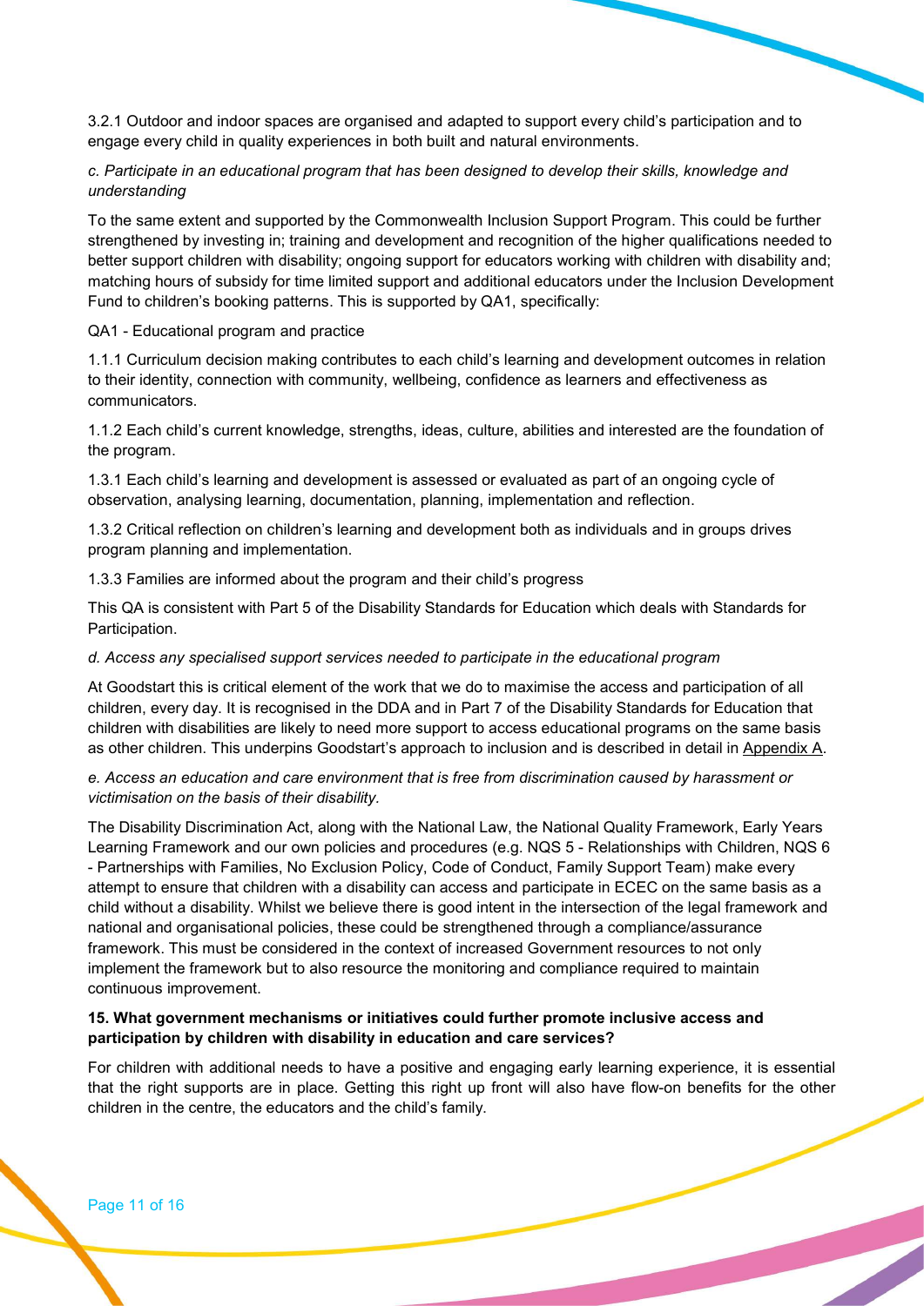3.2.1 Outdoor and indoor spaces are organised and adapted to support every child's participation and to engage every child in quality experiences in both built and natural environments.

*c. Participate in an educational program that has been designed to develop their skills, knowledge and understanding*

To the same extent and supported by the Commonwealth Inclusion Support Program. This could be further strengthened by investing in; training and development and recognition of the higher qualifications needed to better support children with disability; ongoing support for educators working with children with disability and; matching hours of subsidy for time limited support and additional educators under the Inclusion Development Fund to children's booking patterns. This is supported by QA1, specifically:

QA1 - Educational program and practice

1.1.1 Curriculum decision making contributes to each child's learning and development outcomes in relation to their identity, connection with community, wellbeing, confidence as learners and effectiveness as communicators.

1.1.2 Each child's current knowledge, strengths, ideas, culture, abilities and interested are the foundation of the program.

1.3.1 Each child's learning and development is assessed or evaluated as part of an ongoing cycle of observation, analysing learning, documentation, planning, implementation and reflection.

1.3.2 Critical reflection on children's learning and development both as individuals and in groups drives program planning and implementation.

1.3.3 Families are informed about the program and their child's progress

This QA is consistent with Part 5 of the Disability Standards for Education which deals with Standards for Participation.

*d. Access any specialised support services needed to participate in the educational program*

At Goodstart this is critical element of the work that we do to maximise the access and participation of all children, every day. It is recognised in the DDA and in Part 7 of the Disability Standards for Education that children with disabilities are likely to need more support to access educational programs on the same basis as other children. This underpins Goodstart's approach to inclusion and is described in detail in Appendix A.

*e. Access an education and care environment that is free from discrimination caused by harassment or victimisation on the basis of their disability.*

The Disability Discrimination Act, along with the National Law, the National Quality Framework, Early Years Learning Framework and our own policies and procedures (e.g. NQS 5 - Relationships with Children, NQS 6 - Partnerships with Families, No Exclusion Policy, Code of Conduct, Family Support Team) make every attempt to ensure that children with a disability can access and participate in ECEC on the same basis as a child without a disability. Whilst we believe there is good intent in the intersection of the legal framework and national and organisational policies, these could be strengthened through a compliance/assurance framework. This must be considered in the context of increased Government resources to not only implement the framework but to also resource the monitoring and compliance required to maintain continuous improvement.

**15. What government mechanisms or initiatives could further promote inclusive access and participation by children with disability in education and care services?**

For children with additional needs to have a positive and engaging early learning experience, it is essential that the right supports are in place. Getting this right up front will also have flow-on benefits for the other children in the centre, the educators and the child's family.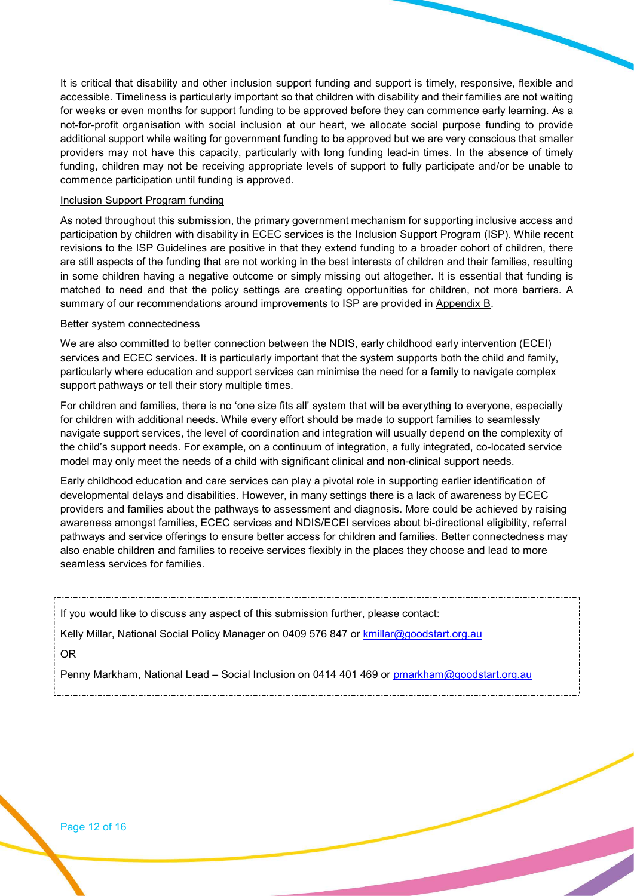It is critical that disability and other inclusion support funding and support is timely, responsive, flexible and accessible. Timeliness is particularly important so that children with disability and their families are not waiting for weeks or even months for support funding to be approved before they can commence early learning. As a not-for-profit organisation with social inclusion at our heart, we allocate social purpose funding to provide additional support while waiting for government funding to be approved but we are very conscious that smaller providers may not have this capacity, particularly with long funding lead-in times. In the absence of timely funding, children may not be receiving appropriate levels of support to fully participate and/or be unable to commence participation until funding is approved.

Inclusion Support Program funding

As noted throughout this submission, the primary government mechanism for supporting inclusive access and participation by children with disability in ECEC services is the Inclusion Support Program (ISP). While recent revisions to the ISP Guidelines are positive in that they extend funding to a broader cohort of children, there are still aspects of the funding that are not working in the best interests of children and their families, resulting in some children having a negative outcome or simply missing out altogether. It is essential that funding is matched to need and that the policy settings are creating opportunities for children, not more barriers. A summary of our recommendations around improvements to ISP are provided in Appendix B.

Better system connectedness

We are also committed to better connection between the NDIS, early childhood early intervention (ECEI) services and ECEC services. It is particularly important that the system supports both the child and family, particularly where education and support services can minimise the need for a family to navigate complex support pathways or tell their story multiple times.

For children and families, there is no 'one size fits all' system that will be everything to everyone, especially for children with additional needs. While every effort should be made to support families to seamlessly navigate support services, the level of coordination and integration will usually depend on the complexity of the child's support needs. For example, on a continuum of integration, a fully integrated, co-located service model may only meet the needs of a child with significant clinical and non-clinical support needs.

Early childhood education and care services can play a pivotal role in supporting earlier identification of developmental delays and disabilities. However, in many settings there is a lack of awareness by ECEC providers and families about the pathways to assessment and diagnosis. More could be achieved by raising awareness amongst families, ECEC services and NDIS/ECEI services about bi-directional eligibility, referral pathways and service offerings to ensure better access for children and families. Better connectedness may also enable children and families to receive services flexibly in the places they choose and lead to more seamless services for families.

---

If you would like to discuss any aspect of this submission further, please contact:

Kelly Millar, National Social Policy Manager on 0409 576 847 or kmillar@goodstart.org.au

OR

Penny Markham, National Lead – Social Inclusion on 0414 401 469 or pmarkham@goodstart.org.au

---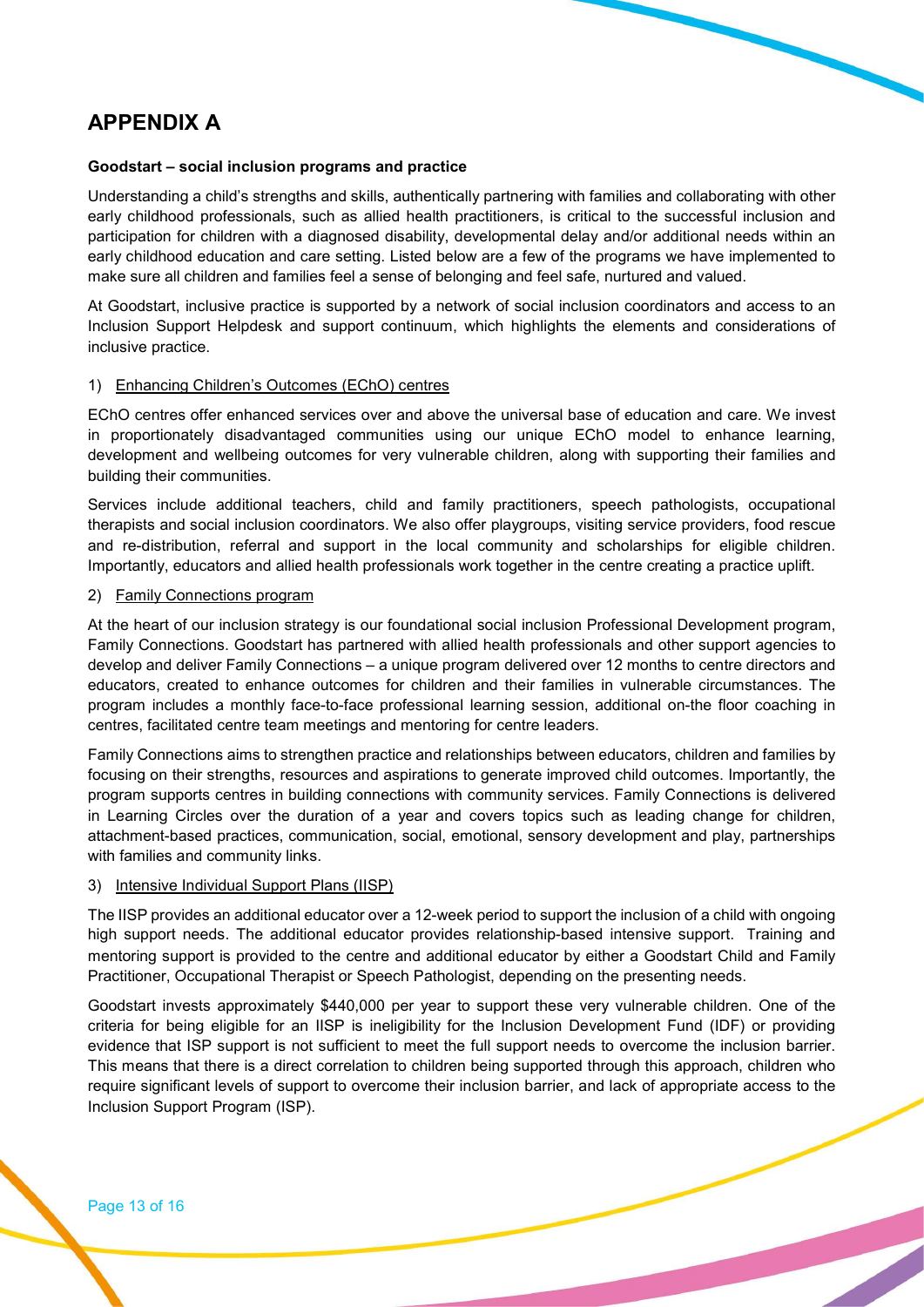# APPENDIX A

**Goodstart – social inclusion programs and practice**

Understanding a child's strengths and skills, authentically partnering with families and collaborating with other early childhood professionals, such as allied health practitioners, is critical to the successful inclusion and participation for children with a diagnosed disability, developmental delay and/or additional needs within an early childhood education and care setting. Listed below are a few of the programs we have implemented to make sure all children and families feel a sense of belonging and feel safe, nurtured and valued.

At Goodstart, inclusive practice is supported by a network of social inclusion coordinators and access to an Inclusion Support Helpdesk and support continuum, which highlights the elements and considerations of inclusive practice.

1) <u>Enhancing Children's Outcomes (EChO) centres</u>

EChO centres offer enhanced services over and above the universal base of education and care. We invest in proportionately disadvantaged communities using our unique EChO model to enhance learning, development and wellbeing outcomes for very vulnerable children, along with supporting their families and building their communities.

Services include additional teachers, child and family practitioners, speech pathologists, occupational therapists and social inclusion coordinators. We also offer playgroups, visiting service providers, food rescue and re-distribution, referral and support in the local community and scholarships for eligible children. Importantly, educators and allied health professionals work together in the centre creating a practice uplift.

2) <u>Family Connections program</u>

At the heart of our inclusion strategy is our foundational social inclusion Professional Development program, Family Connections. Goodstart has partnered with allied health professionals and other support agencies to develop and deliver Family Connections – a unique program delivered over 12 months to centre directors and educators, created to enhance outcomes for children and their families in vulnerable circumstances. The program includes a monthly face-to-face professional learning session, additional on-the floor coaching in centres, facilitated centre team meetings and mentoring for centre leaders.

Family Connections aims to strengthen practice and relationships between educators, children and families by focusing on their strengths, resources and aspirations to generate improved child outcomes. Importantly, the program supports centres in building connections with community services. Family Connections is delivered in Learning Circles over the duration of a year and covers topics such as leading change for children, attachment-based practices, communication, social, emotional, sensory development and play, partnerships with families and community links.

3) <u>Intensive Individual Support Plans (IISP)</u>

The IISP provides an additional educator over a 12-week period to support the inclusion of a child with ongoing high support needs. The additional educator provides relationship-based intensive support. Training and mentoring support is provided to the centre and additional educator by either a Goodstart Child and Family Practitioner, Occupational Therapist or Speech Pathologist, depending on the presenting needs.

Goodstart invests approximately $440,000 per year to support these very vulnerable children. One of the criteria for being eligible for an IISP is ineligibility for the Inclusion Development Fund (IDF) or providing evidence that ISP support is not sufficient to meet the full support needs to overcome the inclusion barrier. This means that there is a direct correlation to children being supported through this approach, children who require significant levels of support to overcome their inclusion barrier, and lack of appropriate access to the Inclusion Support Program (ISP).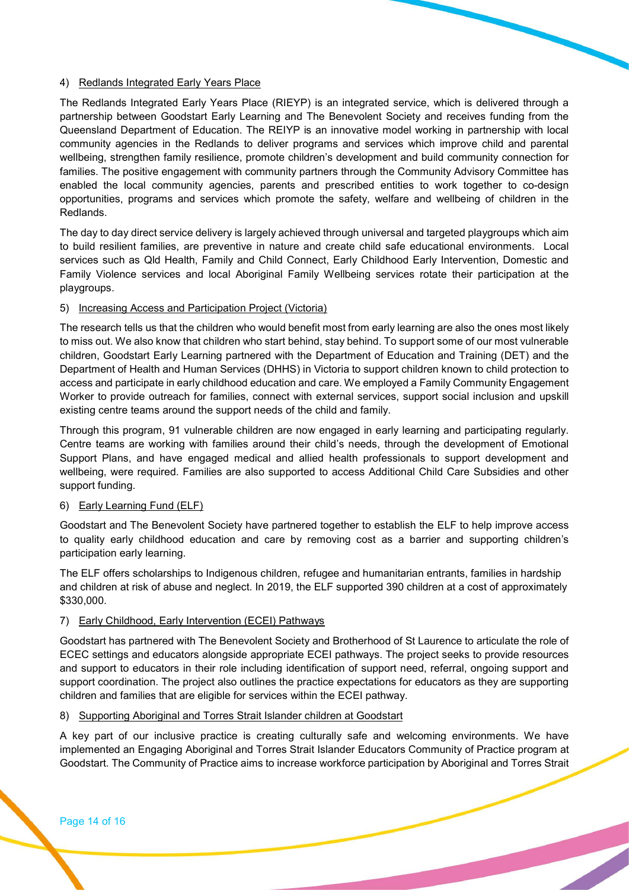4) <u>Redlands Integrated Early Years Place</u>

The Redlands Integrated Early Years Place (RIEYP) is an integrated service, which is delivered through a partnership between Goodstart Early Learning and The Benevolent Society and receives funding from the Queensland Department of Education. The REIYP is an innovative model working in partnership with local community agencies in the Redlands to deliver programs and services which improve child and parental wellbeing, strengthen family resilience, promote children's development and build community connection for families. The positive engagement with community partners through the Community Advisory Committee has enabled the local community agencies, parents and prescribed entities to work together to co-design opportunities, programs and services which promote the safety, welfare and wellbeing of children in the Redlands.

The day to day direct service delivery is largely achieved through universal and targeted playgroups which aim to build resilient families, are preventive in nature and create child safe educational environments. Local services such as Qld Health, Family and Child Connect, Early Childhood Early Intervention, Domestic and Family Violence services and local Aboriginal Family Wellbeing services rotate their participation at the playgroups.

5) <u>Increasing Access and Participation Project (Victoria)</u>

The research tells us that the children who would benefit most from early learning are also the ones most likely to miss out. We also know that children who start behind, stay behind. To support some of our most vulnerable children, Goodstart Early Learning partnered with the Department of Education and Training (DET) and the Department of Health and Human Services (DHHS) in Victoria to support children known to child protection to access and participate in early childhood education and care. We employed a Family Community Engagement Worker to provide outreach for families, connect with external services, support social inclusion and upskill existing centre teams around the support needs of the child and family.

Through this program, 91 vulnerable children are now engaged in early learning and participating regularly. Centre teams are working with families around their child's needs, through the development of Emotional Support Plans, and have engaged medical and allied health professionals to support development and wellbeing, were required. Families are also supported to access Additional Child Care Subsidies and other support funding.

6) <u>Early Learning Fund (ELF)</u>

Goodstart and The Benevolent Society have partnered together to establish the ELF to help improve access to quality early childhood education and care by removing cost as a barrier and supporting children's participation early learning.

The ELF offers scholarships to Indigenous children, refugee and humanitarian entrants, families in hardship and children at risk of abuse and neglect. In 2019, the ELF supported 390 children at a cost of approximately $330,000.

7) <u>Early Childhood, Early Intervention (ECEI) Pathways</u>

Goodstart has partnered with The Benevolent Society and Brotherhood of St Laurence to articulate the role of ECEC settings and educators alongside appropriate ECEI pathways. The project seeks to provide resources and support to educators in their role including identification of support need, referral, ongoing support and support coordination. The project also outlines the practice expectations for educators as they are supporting children and families that are eligible for services within the ECEI pathway.

8) <u>Supporting Aboriginal and Torres Strait Islander children at Goodstart</u>

A key part of our inclusive practice is creating culturally safe and welcoming environments. We have implemented an Engaging Aboriginal and Torres Strait Islander Educators Community of Practice program at Goodstart. The Community of Practice aims to increase workforce participation by Aboriginal and Torres Strait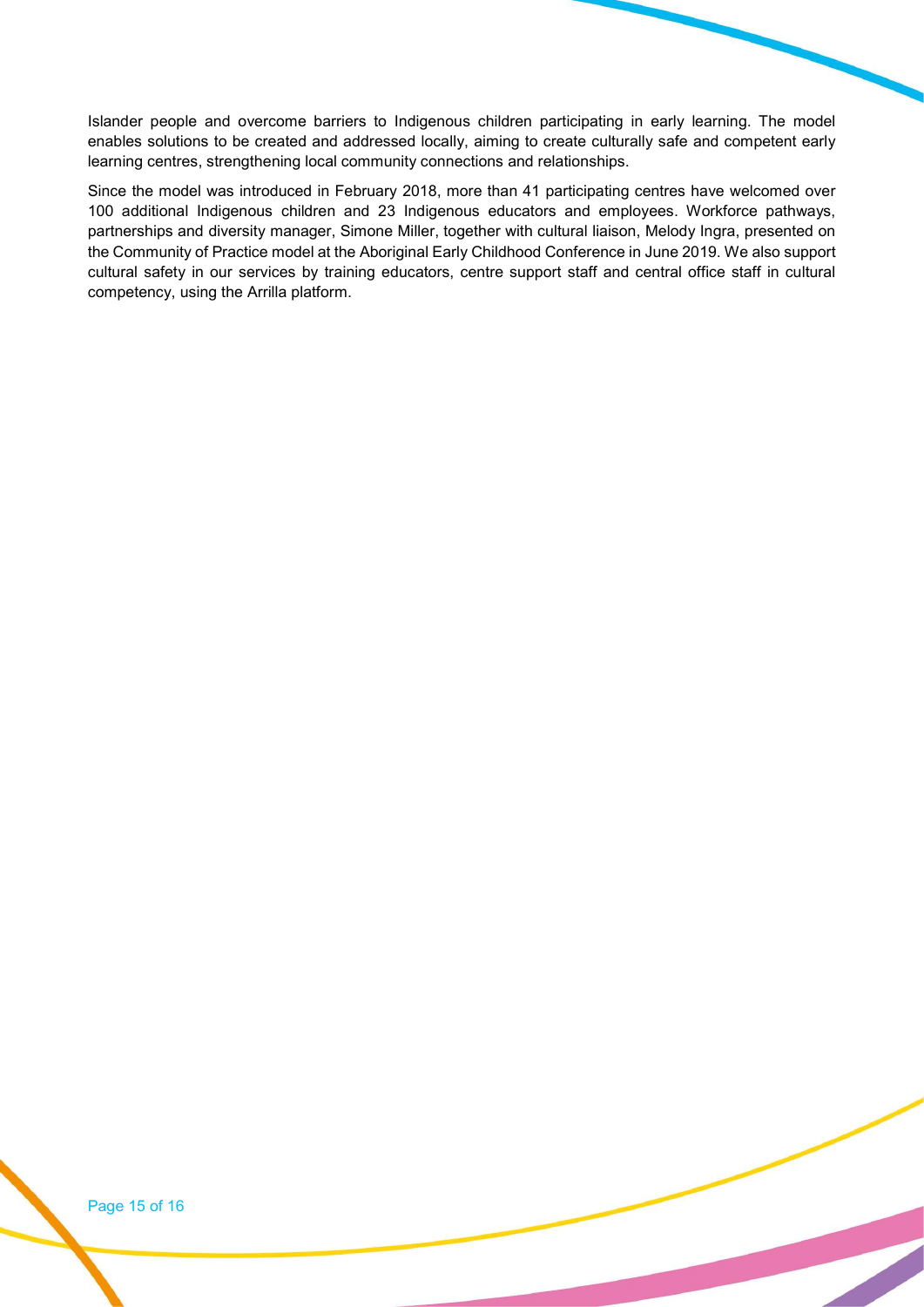Islander people and overcome barriers to Indigenous children participating in early learning. The model enables solutions to be created and addressed locally, aiming to create culturally safe and competent early learning centres, strengthening local community connections and relationships.

Since the model was introduced in February 2018, more than 41 participating centres have welcomed over 100 additional Indigenous children and 23 Indigenous educators and employees. Workforce pathways, partnerships and diversity manager, Simone Miller, together with cultural liaison, Melody Ingra, presented on the Community of Practice model at the Aboriginal Early Childhood Conference in June 2019. We also support cultural safety in our services by training educators, centre support staff and central office staff in cultural competency, using the Arrilla platform.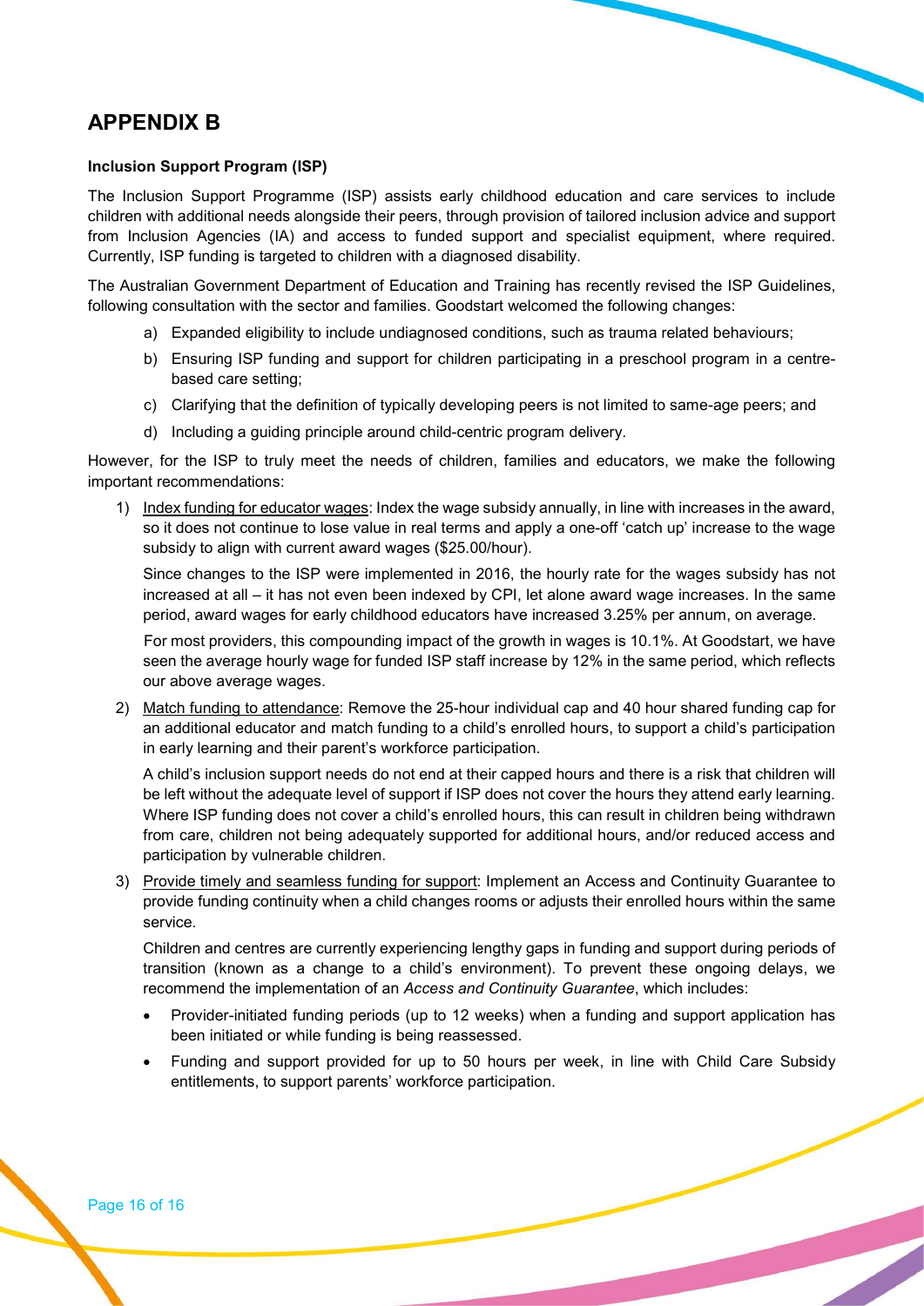# APPENDIX B

**Inclusion Support Program (ISP)**

The Inclusion Support Programme (ISP) assists early childhood education and care services to include children with additional needs alongside their peers, through provision of tailored inclusion advice and support from Inclusion Agencies (IA) and access to funded support and specialist equipment, where required. Currently, ISP funding is targeted to children with a diagnosed disability.

The Australian Government Department of Education and Training has recently revised the ISP Guidelines, following consultation with the sector and families. Goodstart welcomed the following changes:

a) Expanded eligibility to include undiagnosed conditions, such as trauma related behaviours;

b) Ensuring ISP funding and support for children participating in a preschool program in a centre-based care setting;

c) Clarifying that the definition of typically developing peers is not limited to same-age peers; and

d) Including a guiding principle around child-centric program delivery.

However, for the ISP to truly meet the needs of children, families and educators, we make the following important recommendations:

1) Index funding for educator wages: Index the wage subsidy annually, in line with increases in the award, so it does not continue to lose value in real terms and apply a one-off 'catch up' increase to the wage subsidy to align with current award wages ($25.00/hour).

   Since changes to the ISP were implemented in 2016, the hourly rate for the wages subsidy has not increased at all – it has not even been indexed by CPI, let alone award wage increases. In the same period, award wages for early childhood educators have increased 3.25% per annum, on average.

   For most providers, this compounding impact of the growth in wages is 10.1%. At Goodstart, we have seen the average hourly wage for funded ISP staff increase by 12% in the same period, which reflects our above average wages.

2) Match funding to attendance: Remove the 25-hour individual cap and 40 hour shared funding cap for an additional educator and match funding to a child's enrolled hours, to support a child's participation in early learning and their parent's workforce participation.

   A child's inclusion support needs do not end at their capped hours and there is a risk that children will be left without the adequate level of support if ISP does not cover the hours they attend early learning. Where ISP funding does not cover a child's enrolled hours, this can result in children being withdrawn from care, children not being adequately supported for additional hours, and/or reduced access and participation by vulnerable children.

3) Provide timely and seamless funding for support: Implement an Access and Continuity Guarantee to provide funding continuity when a child changes rooms or adjusts their enrolled hours within the same service.

   Children and centres are currently experiencing lengthy gaps in funding and support during periods of transition (known as a change to a child's environment). To prevent these ongoing delays, we recommend the implementation of an *Access and Continuity Guarantee*, which includes:

   - Provider-initiated funding periods (up to 12 weeks) when a funding and support application has been initiated or while funding is being reassessed.
   - Funding and support provided for up to 50 hours per week, in line with Child Care Subsidy entitlements, to support parents' workforce participation.